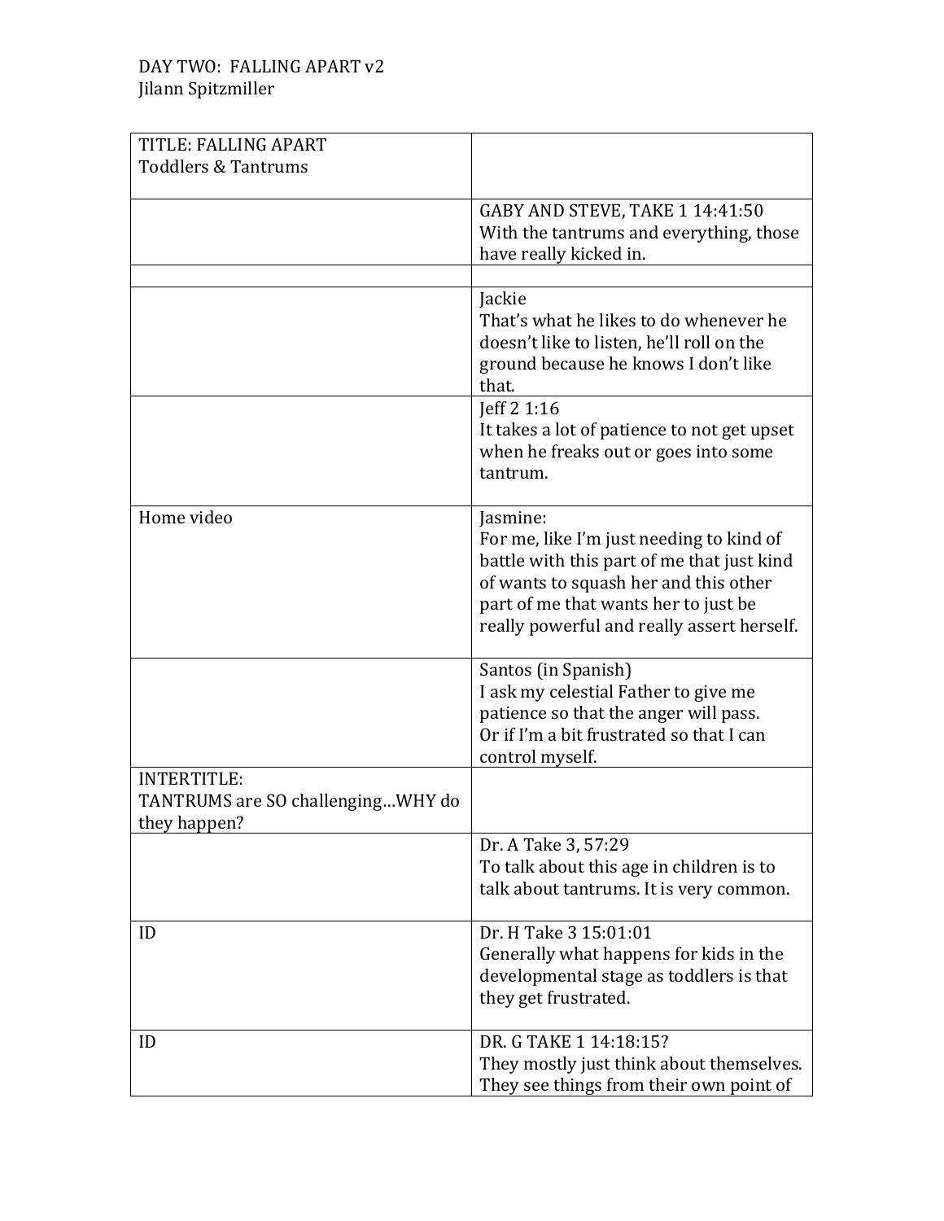DAY TWO: FALLING APART v2
Jilann Spitzmiller

| TITLE: FALLING APART<br>Toddlers & Tantrums | |
|---|---|
| | GABY AND STEVE, TAKE 1 14:41:50<br>With the tantrums and everything, those have really kicked in. |
| | |
| | Jackie<br>That's what he likes to do whenever he doesn't like to listen, he'll roll on the ground because he knows I don't like that. |
| | Jeff 2 1:16<br>It takes a lot of patience to not get upset when he freaks out or goes into some tantrum. |
| Home video | Jasmine:<br>For me, like I'm just needing to kind of battle with this part of me that just kind of wants to squash her and this other part of me that wants her to just be really powerful and really assert herself. |
| | Santos (in Spanish)<br>I ask my celestial Father to give me patience so that the anger will pass.<br>Or if I'm a bit frustrated so that I can control myself. |
| INTERTITLE:<br>TANTRUMS are SO challenging…WHY do they happen? | |
| | Dr. A Take 3, 57:29<br>To talk about this age in children is to talk about tantrums. It is very common. |
| ID | Dr. H Take 3 15:01:01<br>Generally what happens for kids in the developmental stage as toddlers is that they get frustrated. |
| ID | DR. G TAKE 1 14:18:15?<br>They mostly just think about themselves. They see things from their own point of |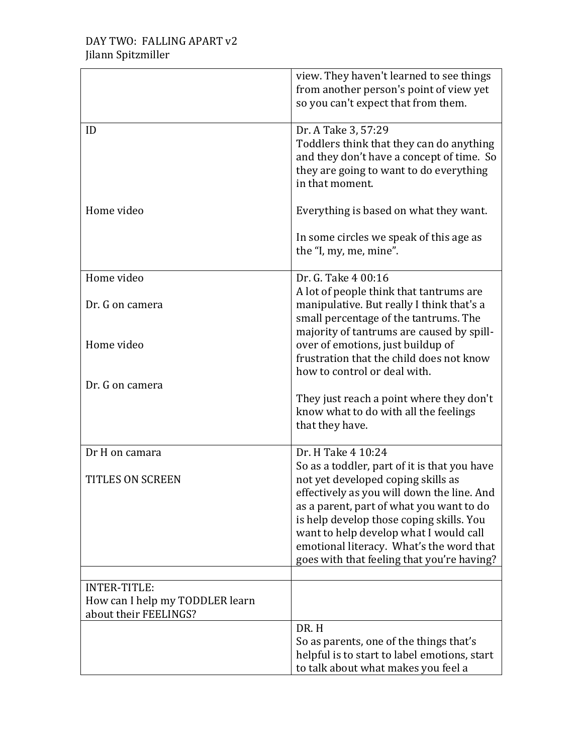| | |
|---|---|
| | view. They haven't learned to see things from another person's point of view yet so you can't expect that from them. |
| ID<br><br><br><br>Home video | Dr. A Take 3, 57:29<br>Toddlers think that they can do anything and they don't have a concept of time. So they are going to want to do everything in that moment.<br><br>Everything is based on what they want.<br><br>In some circles we speak of this age as the "I, my, me, mine". |
| Home video<br><br>Dr. G on camera<br><br>Home video<br><br>Dr. G on camera | Dr. G. Take 4 00:16<br>A lot of people think that tantrums are manipulative. But really I think that's a small percentage of the tantrums. The majority of tantrums are caused by spill-over of emotions, just buildup of frustration that the child does not know how to control or deal with.<br><br>They just reach a point where they don't know what to do with all the feelings that they have. |
| Dr H on camara<br><br>TITLES ON SCREEN | Dr. H Take 4 10:24<br>So as a toddler, part of it is that you have not yet developed coping skills as effectively as you will down the line. And as a parent, part of what you want to do is help develop those coping skills. You want to help develop what I would call emotional literacy. What's the word that goes with that feeling that you're having? |
| | |
| INTER-TITLE:<br>How can I help my TODDLER learn about their FEELINGS? | |
| | DR. H<br>So as parents, one of the things that's helpful is to start to label emotions, start to talk about what makes you feel a |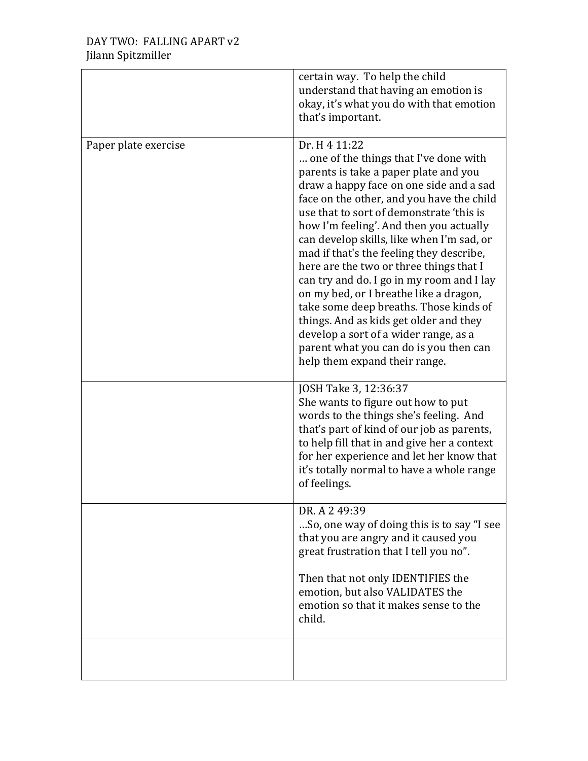| | |
|---|---|
| | certain way. To help the child understand that having an emotion is okay, it's what you do with that emotion that's important. |
| Paper plate exercise | Dr. H 4 11:22<br>… one of the things that I've done with parents is take a paper plate and you draw a happy face on one side and a sad face on the other, and you have the child use that to sort of demonstrate 'this is how I'm feeling'. And then you actually can develop skills, like when I'm sad, or mad if that's the feeling they describe, here are the two or three things that I can try and do. I go in my room and I lay on my bed, or I breathe like a dragon, take some deep breaths. Those kinds of things. And as kids get older and they develop a sort of a wider range, as a parent what you can do is you then can help them expand their range. |
| | JOSH Take 3, 12:36:37<br>She wants to figure out how to put words to the things she's feeling. And that's part of kind of our job as parents, to help fill that in and give her a context for her experience and let her know that it's totally normal to have a whole range of feelings. |
| | DR. A 2 49:39<br>…So, one way of doing this is to say "I see that you are angry and it caused you great frustration that I tell you no".<br><br>Then that not only IDENTIFIES the emotion, but also VALIDATES the emotion so that it makes sense to the child. |
| | |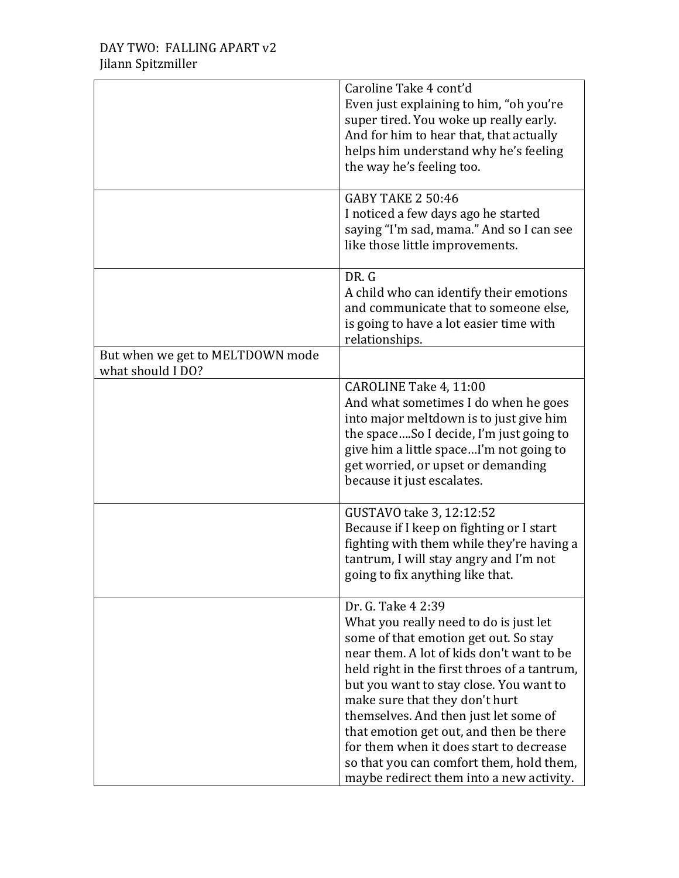| | |
|---|---|
| | Caroline Take 4 cont'd<br>Even just explaining to him, "oh you're super tired. You woke up really early. And for him to hear that, that actually helps him understand why he's feeling the way he's feeling too. |
| | GABY TAKE 2 50:46<br>I noticed a few days ago he started saying "I'm sad, mama." And so I can see like those little improvements. |
| | DR. G<br>A child who can identify their emotions and communicate that to someone else, is going to have a lot easier time with relationships. |
| But when we get to MELTDOWN mode what should I DO? | |
| | CAROLINE Take 4, 11:00<br>And what sometimes I do when he goes into major meltdown is to just give him the space….So I decide, I'm just going to give him a little space…I'm not going to get worried, or upset or demanding because it just escalates. |
| | GUSTAVO take 3, 12:12:52<br>Because if I keep on fighting or I start fighting with them while they're having a tantrum, I will stay angry and I'm not going to fix anything like that. |
| | Dr. G. Take 4 2:39<br>What you really need to do is just let some of that emotion get out. So stay near them. A lot of kids don't want to be held right in the first throes of a tantrum, but you want to stay close. You want to make sure that they don't hurt themselves. And then just let some of that emotion get out, and then be there for them when it does start to decrease so that you can comfort them, hold them, maybe redirect them into a new activity. |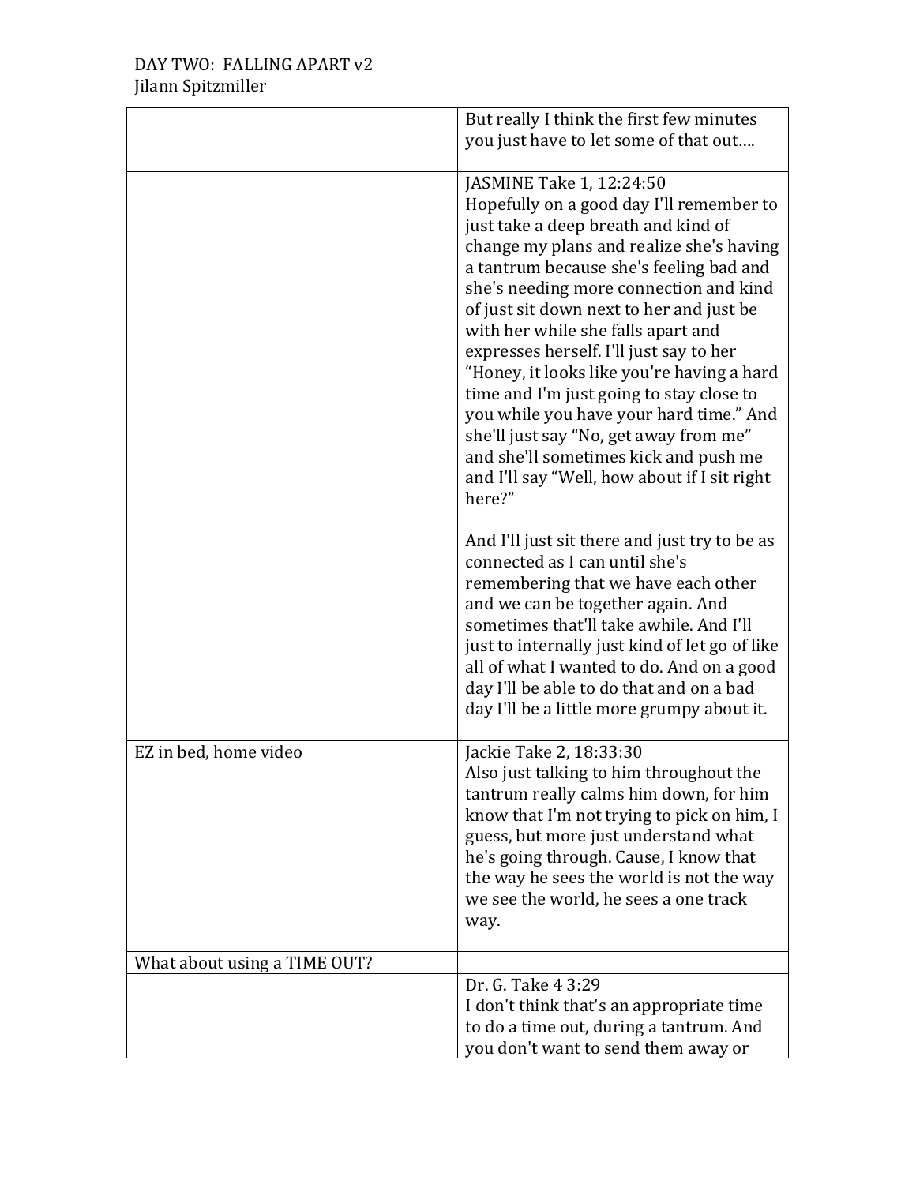| | |
|---|---|
| | But really I think the first few minutes you just have to let some of that out…. |
| | JASMINE Take 1, 12:24:50<br>Hopefully on a good day I'll remember to just take a deep breath and kind of change my plans and realize she's having a tantrum because she's feeling bad and she's needing more connection and kind of just sit down next to her and just be with her while she falls apart and expresses herself. I'll just say to her "Honey, it looks like you're having a hard time and I'm just going to stay close to you while you have your hard time." And she'll just say "No, get away from me" and she'll sometimes kick and push me and I'll say "Well, how about if I sit right here?"<br><br>And I'll just sit there and just try to be as connected as I can until she's remembering that we have each other and we can be together again. And sometimes that'll take awhile. And I'll just to internally just kind of let go of like all of what I wanted to do. And on a good day I'll be able to do that and on a bad day I'll be a little more grumpy about it. |
| EZ in bed, home video | Jackie Take 2, 18:33:30<br>Also just talking to him throughout the tantrum really calms him down, for him know that I'm not trying to pick on him, I guess, but more just understand what he's going through. Cause, I know that the way he sees the world is not the way we see the world, he sees a one track way. |
| What about using a TIME OUT? | |
| | Dr. G. Take 4 3:29<br>I don't think that's an appropriate time to do a time out, during a tantrum. And you don't want to send them away or |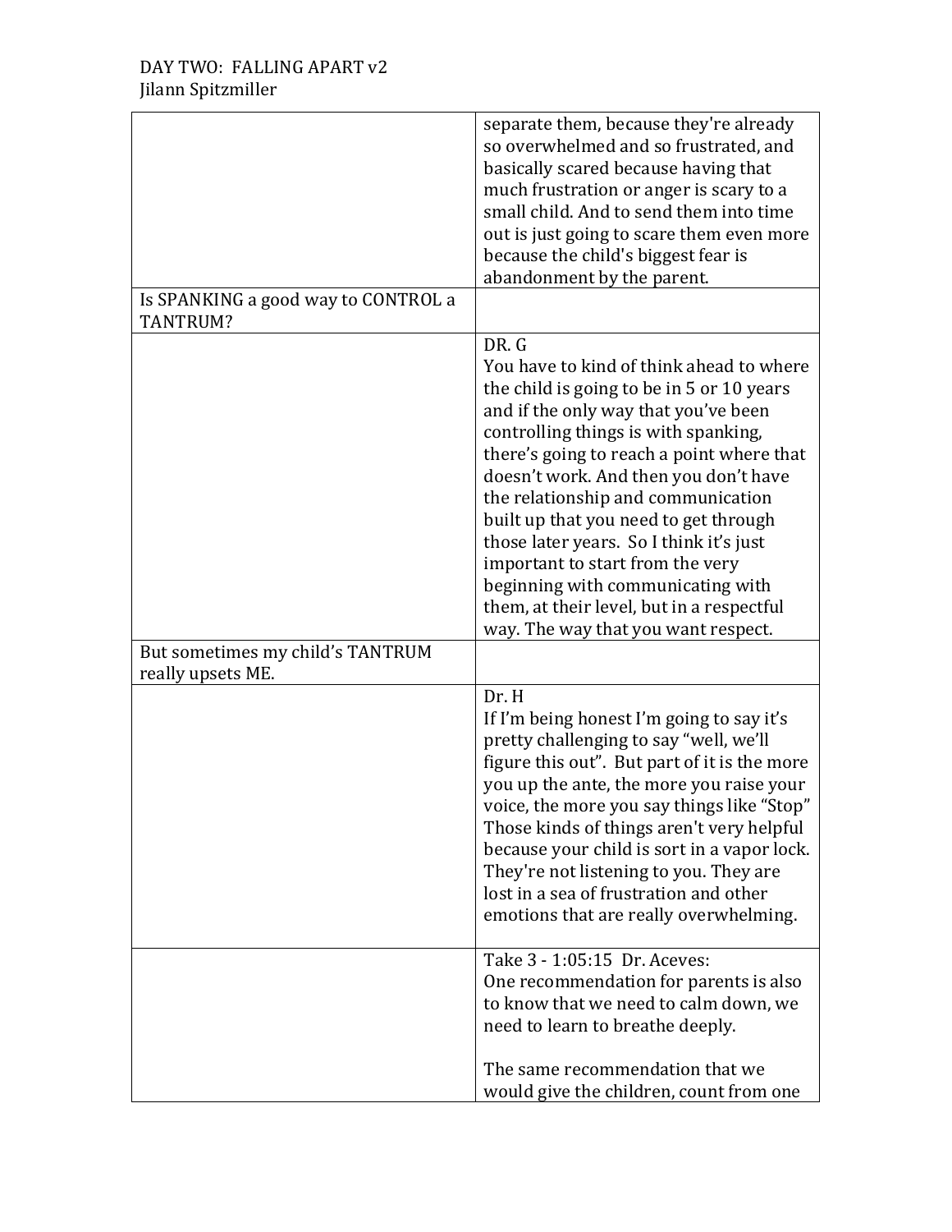| | |
|---|---|
| | separate them, because they're already so overwhelmed and so frustrated, and basically scared because having that much frustration or anger is scary to a small child. And to send them into time out is just going to scare them even more because the child's biggest fear is abandonment by the parent. |
| Is SPANKING a good way to CONTROL a TANTRUM? | |
| | DR. G<br>You have to kind of think ahead to where the child is going to be in 5 or 10 years and if the only way that you've been controlling things is with spanking, there's going to reach a point where that doesn't work. And then you don't have the relationship and communication built up that you need to get through those later years. So I think it's just important to start from the very beginning with communicating with them, at their level, but in a respectful way. The way that you want respect. |
| But sometimes my child's TANTRUM really upsets ME. | |
| | Dr. H<br>If I'm being honest I'm going to say it's pretty challenging to say "well, we'll figure this out". But part of it is the more you up the ante, the more you raise your voice, the more you say things like "Stop" Those kinds of things aren't very helpful because your child is sort in a vapor lock. They're not listening to you. They are lost in a sea of frustration and other emotions that are really overwhelming. |
| | Take 3 - 1:05:15 Dr. Aceves:<br>One recommendation for parents is also to know that we need to calm down, we need to learn to breathe deeply.<br><br>The same recommendation that we would give the children, count from one |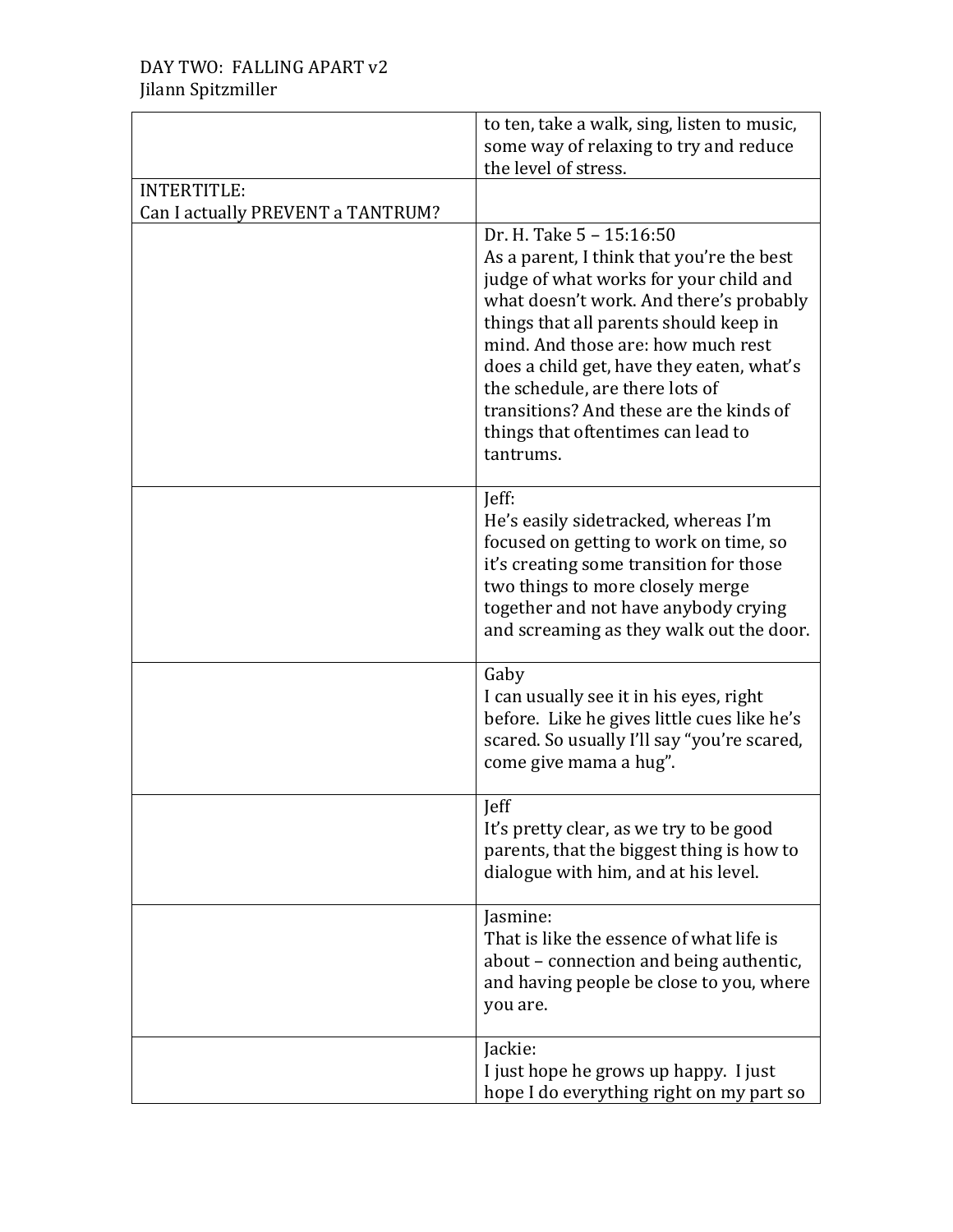| | |
|---|---|
| | to ten, take a walk, sing, listen to music, some way of relaxing to try and reduce the level of stress. |
| INTERTITLE:<br>Can I actually PREVENT a TANTRUM? | |
| | Dr. H. Take 5 – 15:16:50<br>As a parent, I think that you're the best judge of what works for your child and what doesn't work. And there's probably things that all parents should keep in mind. And those are: how much rest does a child get, have they eaten, what's the schedule, are there lots of transitions? And these are the kinds of things that oftentimes can lead to tantrums. |
| | Jeff:<br>He's easily sidetracked, whereas I'm focused on getting to work on time, so it's creating some transition for those two things to more closely merge together and not have anybody crying and screaming as they walk out the door. |
| | Gaby<br>I can usually see it in his eyes, right before. Like he gives little cues like he's scared. So usually I'll say "you're scared, come give mama a hug". |
| | Jeff<br>It's pretty clear, as we try to be good parents, that the biggest thing is how to dialogue with him, and at his level. |
| | Jasmine:<br>That is like the essence of what life is about – connection and being authentic, and having people be close to you, where you are. |
| | Jackie:<br>I just hope he grows up happy. I just hope I do everything right on my part so |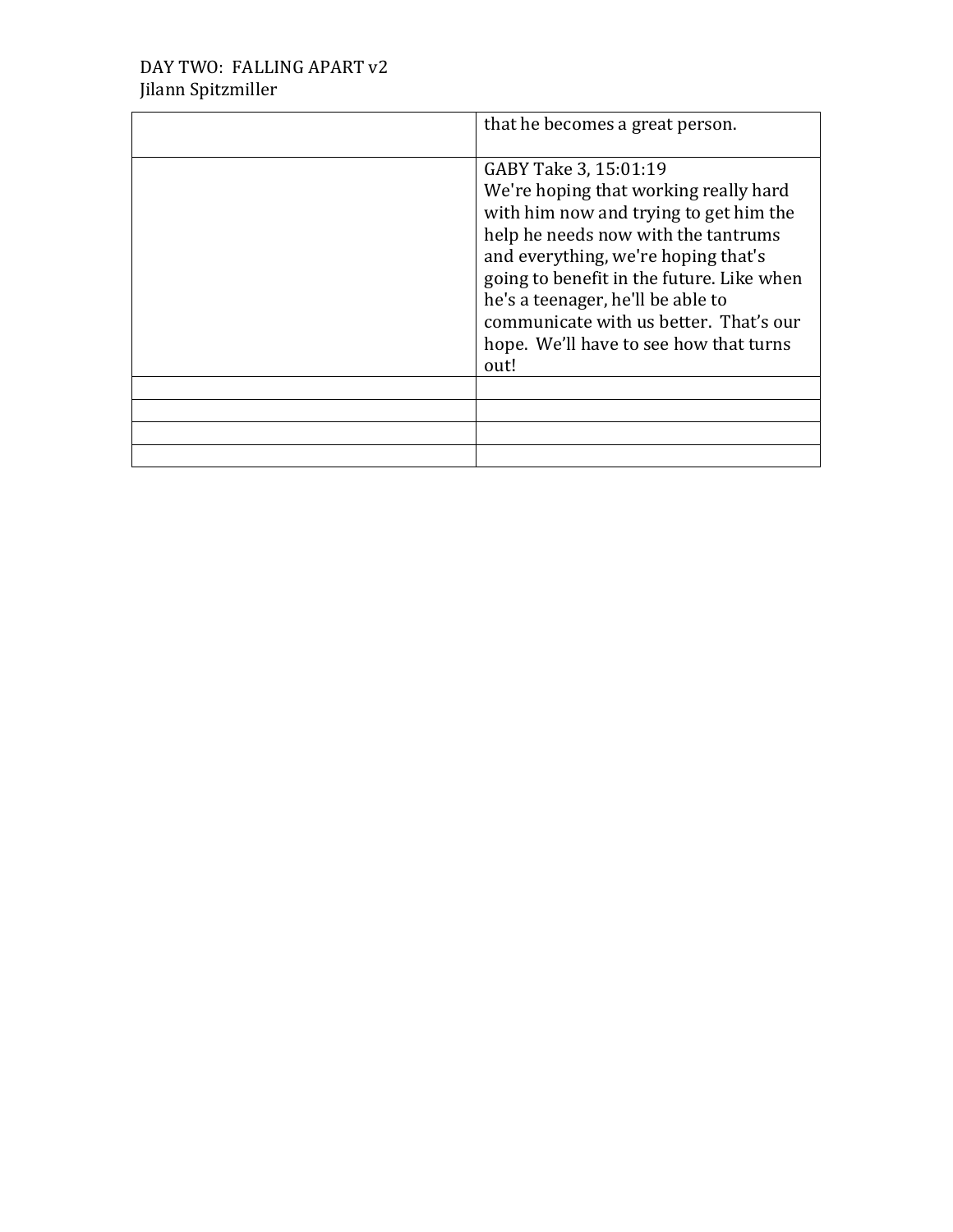| | |
|---|---|
| | that he becomes a great person. |
| | GABY Take 3, 15:01:19<br>We're hoping that working really hard with him now and trying to get him the help he needs now with the tantrums and everything, we're hoping that's going to benefit in the future. Like when he's a teenager, he'll be able to communicate with us better.  That's our hope.  We'll have to see how that turns out! |
| | |
| | |
| | |
| | |